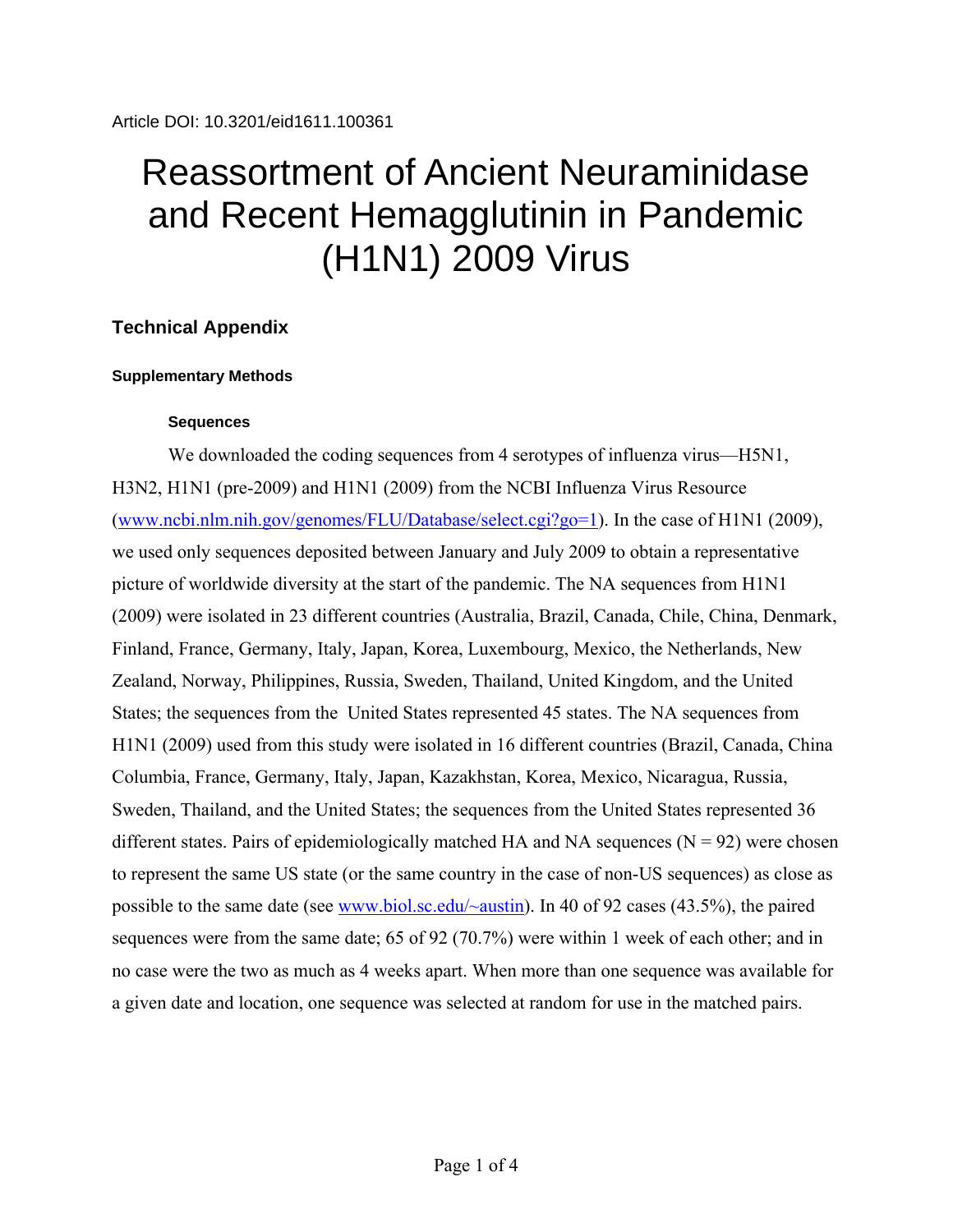Article DOI: 10.3201/eid1611.100361

# Reassortment of Ancient Neuraminidase and Recent Hemagglutinin in Pandemic (H1N1) 2009 Virus

## Technical Appendix

### Supplementary Methods

#### Sequences

We downloaded the coding sequences from 4 serotypes of influenza virus—H5N1, H3N2, H1N1 (pre-2009) and H1N1 (2009) from the NCBI Influenza Virus Resource (www.ncbi.nlm.nih.gov/genomes/FLU/Database/select.cgi?go=1). In the case of H1N1 (2009), we used only sequences deposited between January and July 2009 to obtain a representative picture of worldwide diversity at the start of the pandemic. The NA sequences from H1N1 (2009) were isolated in 23 different countries (Australia, Brazil, Canada, Chile, China, Denmark, Finland, France, Germany, Italy, Japan, Korea, Luxembourg, Mexico, the Netherlands, New Zealand, Norway, Philippines, Russia, Sweden, Thailand, United Kingdom, and the United States; the sequences from the United States represented 45 states. The NA sequences from H1N1 (2009) used from this study were isolated in 16 different countries (Brazil, Canada, China Columbia, France, Germany, Italy, Japan, Kazakhstan, Korea, Mexico, Nicaragua, Russia, Sweden, Thailand, and the United States; the sequences from the United States represented 36 different states. Pairs of epidemiologically matched HA and NA sequences (N = 92) were chosen to represent the same US state (or the same country in the case of non-US sequences) as close as possible to the same date (see www.biol.sc.edu/~austin). In 40 of 92 cases (43.5%), the paired sequences were from the same date; 65 of 92 (70.7%) were within 1 week of each other; and in no case were the two as much as 4 weeks apart. When more than one sequence was available for a given date and location, one sequence was selected at random for use in the matched pairs.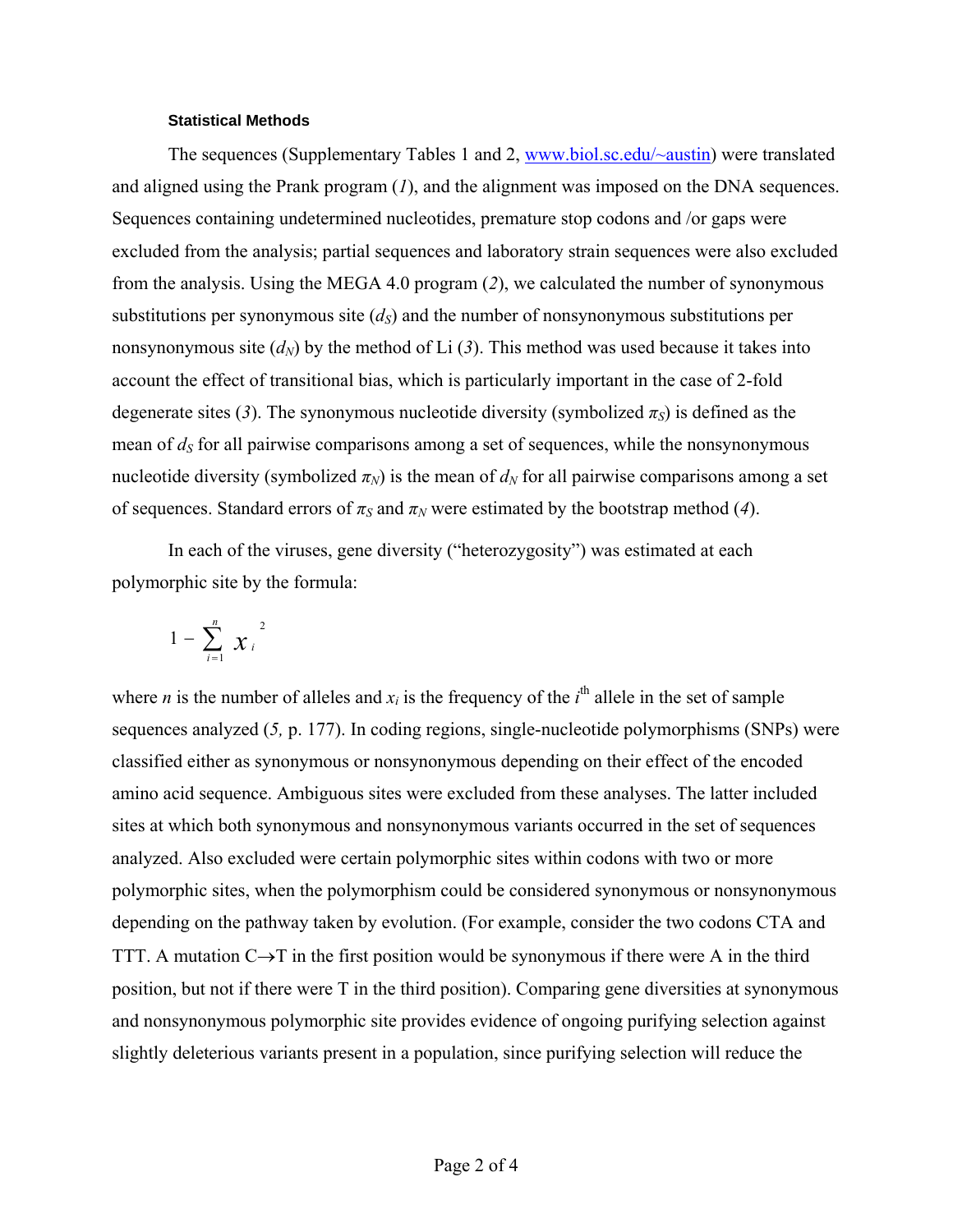#### Statistical Methods

The sequences (Supplementary Tables 1 and 2, [www.biol.sc.edu/~austin](www.biol.sc.edu/~austin)) were translated and aligned using the Prank program (*1*), and the alignment was imposed on the DNA sequences. Sequences containing undetermined nucleotides, premature stop codons and /or gaps were excluded from the analysis; partial sequences and laboratory strain sequences were also excluded from the analysis. Using the MEGA 4.0 program (*2*), we calculated the number of synonymous substitutions per synonymous site ($d_S$) and the number of nonsynonymous substitutions per nonsynonymous site ($d_N$) by the method of Li (*3*). This method was used because it takes into account the effect of transitional bias, which is particularly important in the case of 2-fold degenerate sites (*3*). The synonymous nucleotide diversity (symbolized $\pi_S$) is defined as the mean of $d_S$ for all pairwise comparisons among a set of sequences, while the nonsynonymous nucleotide diversity (symbolized $\pi_N$) is the mean of $d_N$ for all pairwise comparisons among a set of sequences. Standard errors of $\pi_S$ and $\pi_N$ were estimated by the bootstrap method (*4*).

In each of the viruses, gene diversity ("heterozygosity") was estimated at each polymorphic site by the formula:

$$1 - \sum_{i=1}^{n} x_i^2$$

where $n$ is the number of alleles and $x_i$ is the frequency of the $i^{\text{th}}$ allele in the set of sample sequences analyzed (*5,* p. 177). In coding regions, single-nucleotide polymorphisms (SNPs) were classified either as synonymous or nonsynonymous depending on their effect of the encoded amino acid sequence. Ambiguous sites were excluded from these analyses. The latter included sites at which both synonymous and nonsynonymous variants occurred in the set of sequences analyzed. Also excluded were certain polymorphic sites within codons with two or more polymorphic sites, when the polymorphism could be considered synonymous or nonsynonymous depending on the pathway taken by evolution. (For example, consider the two codons CTA and TTT. A mutation C→T in the first position would be synonymous if there were A in the third position, but not if there were T in the third position). Comparing gene diversities at synonymous and nonsynonymous polymorphic site provides evidence of ongoing purifying selection against slightly deleterious variants present in a population, since purifying selection will reduce the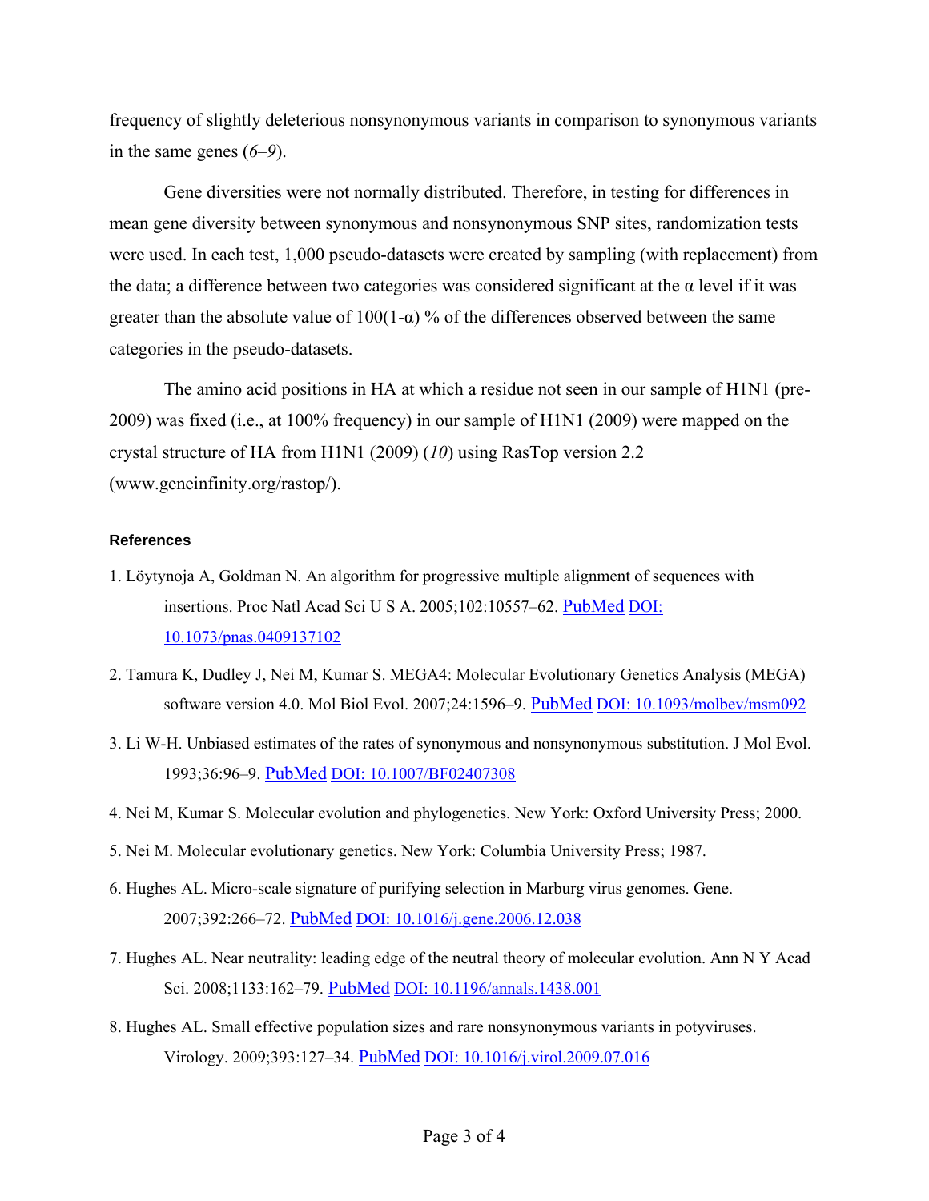frequency of slightly deleterious nonsynonymous variants in comparison to synonymous variants in the same genes (*6*–*9*).

Gene diversities were not normally distributed. Therefore, in testing for differences in mean gene diversity between synonymous and nonsynonymous SNP sites, randomization tests were used. In each test, 1,000 pseudo-datasets were created by sampling (with replacement) from the data; a difference between two categories was considered significant at the $\alpha$ level if it was greater than the absolute value of $100(1-\alpha)$ % of the differences observed between the same categories in the pseudo-datasets.

The amino acid positions in HA at which a residue not seen in our sample of H1N1 (pre-2009) was fixed (i.e., at 100% frequency) in our sample of H1N1 (2009) were mapped on the crystal structure of HA from H1N1 (2009) (*10*) using RasTop version 2.2 (www.geneinfinity.org/rastop/).

#### References

1. Löytynoja A, Goldman N. An algorithm for progressive multiple alignment of sequences with insertions. Proc Natl Acad Sci U S A. 2005;102:10557–62. PubMed DOI: 10.1073/pnas.0409137102
2. Tamura K, Dudley J, Nei M, Kumar S. MEGA4: Molecular Evolutionary Genetics Analysis (MEGA) software version 4.0. Mol Biol Evol. 2007;24:1596–9. PubMed DOI: 10.1093/molbev/msm092
3. Li W-H. Unbiased estimates of the rates of synonymous and nonsynonymous substitution. J Mol Evol. 1993;36:96–9. PubMed DOI: 10.1007/BF02407308
4. Nei M, Kumar S. Molecular evolution and phylogenetics. New York: Oxford University Press; 2000.
5. Nei M. Molecular evolutionary genetics. New York: Columbia University Press; 1987.
6. Hughes AL. Micro-scale signature of purifying selection in Marburg virus genomes. Gene. 2007;392:266–72. PubMed DOI: 10.1016/j.gene.2006.12.038
7. Hughes AL. Near neutrality: leading edge of the neutral theory of molecular evolution. Ann N Y Acad Sci. 2008;1133:162–79. PubMed DOI: 10.1196/annals.1438.001
8. Hughes AL. Small effective population sizes and rare nonsynonymous variants in potyviruses. Virology. 2009;393:127–34. PubMed DOI: 10.1016/j.virol.2009.07.016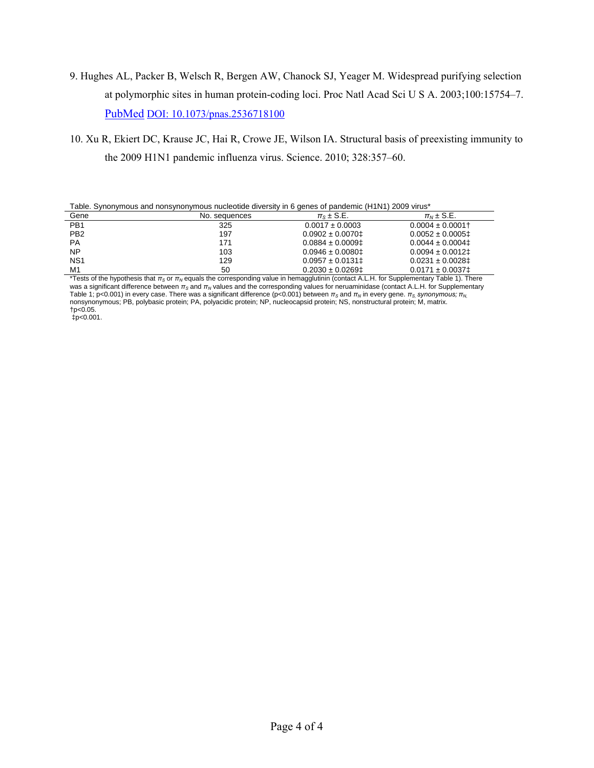9. Hughes AL, Packer B, Welsch R, Bergen AW, Chanock SJ, Yeager M. Widespread purifying selection at polymorphic sites in human protein-coding loci. Proc Natl Acad Sci U S A. 2003;100:15754–7. PubMed DOI: 10.1073/pnas.2536718100

10. Xu R, Ekiert DC, Krause JC, Hai R, Crowe JE, Wilson IA. Structural basis of preexisting immunity to the 2009 H1N1 pandemic influenza virus. Science. 2010; 328:357–60.

Table. Synonymous and nonsynonymous nucleotide diversity in 6 genes of pandemic (H1N1) 2009 virus*

| Gene | No. sequences | $\pi_S$ ± S.E. | $\pi_N$ ± S.E. |
|---|---|---|---|
| PB1 | 325 | 0.0017 ± 0.0003 | 0.0004 ± 0.0001† |
| PB2 | 197 | 0.0902 ± 0.0070‡ | 0.0052 ± 0.0005‡ |
| PA | 171 | 0.0884 ± 0.0009‡ | 0.0044 ± 0.0004‡ |
| NP | 103 | 0.0946 ± 0.0080‡ | 0.0094 ± 0.0012‡ |
| NS1 | 129 | 0.0957 ± 0.0131‡ | 0.0231 ± 0.0028‡ |
| M1 | 50 | 0.2030 ± 0.0269‡ | 0.0171 ± 0.0037‡ |

*Tests of the hypothesis that $\pi_S$ or $\pi_N$ equals the corresponding value in hemagglutinin (contact A.L.H. for Supplementary Table 1). There was a significant difference between $\pi_S$ and $\pi_N$ values and the corresponding values for neruaminidase (contact A.L.H. for Supplementary Table 1; p<0.001) in every case. There was a significant difference (p<0.001) between $\pi_S$ and $\pi_N$ in every gene. $\pi_S$, *synonymous;* $\pi_N$, nonsynonymous; PB, polybasic protein; PA, polyacidic protein; NP, nucleocapsid protein; NS, nonstructural protein; M, matrix.
†p<0.05.
‡p<0.001.